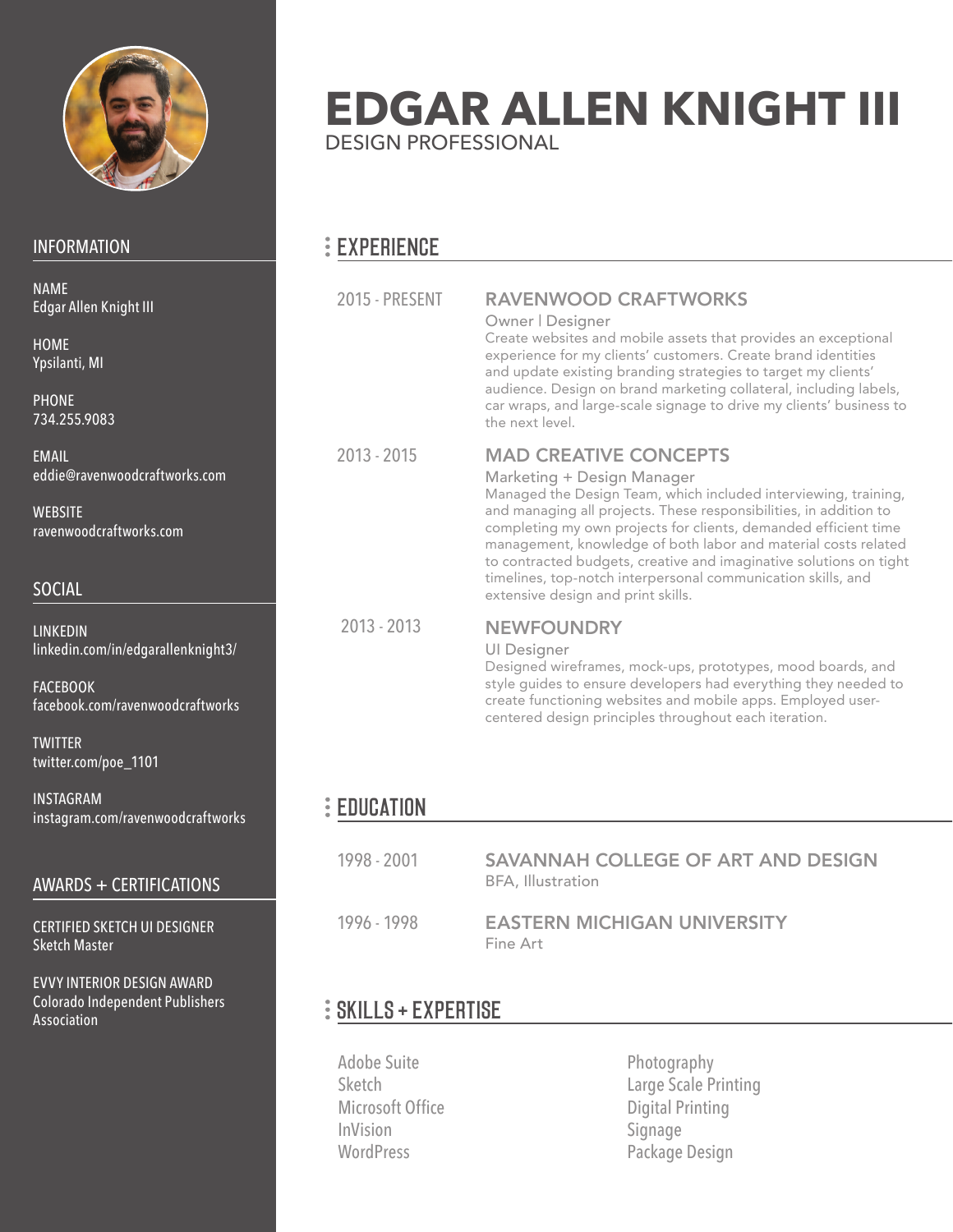# EDGAR ALLEN KNIGHT III

DESIGN PROFESSIONAL

## INFORMATION

NAME
Edgar Allen Knight III

HOME
Ypsilanti, MI

PHONE
734.255.9083

EMAIL
eddie@ravenwoodcraftworks.com

WEBSITE
ravenwoodcraftworks.com

## SOCIAL

LINKEDIN
linkedin.com/in/edgarallenknight3/

FACEBOOK
facebook.com/ravenwoodcraftworks

TWITTER
twitter.com/poe_1101

INSTAGRAM
instagram.com/ravenwoodcraftworks

## AWARDS + CERTIFICATIONS

CERTIFIED SKETCH UI DESIGNER
Sketch Master

EVVY INTERIOR DESIGN AWARD
Colorado Independent Publishers Association

## EXPERIENCE

**2015 - PRESENT**

### RAVENWOOD CRAFTWORKS

Owner | Designer

Create websites and mobile assets that provides an exceptional experience for my clients' customers. Create brand identities and update existing branding strategies to target my clients' audience. Design on brand marketing collateral, including labels, car wraps, and large-scale signage to drive my clients' business to the next level.

**2013 - 2015**

### MAD CREATIVE CONCEPTS

Marketing + Design Manager

Managed the Design Team, which included interviewing, training, and managing all projects. These responsibilities, in addition to completing my own projects for clients, demanded efficient time management, knowledge of both labor and material costs related to contracted budgets, creative and imaginative solutions on tight timelines, top-notch interpersonal communication skills, and extensive design and print skills.

**2013 - 2013**

### NEWFOUNDRY

UI Designer

Designed wireframes, mock-ups, prototypes, mood boards, and style guides to ensure developers had everything they needed to create functioning websites and mobile apps. Employed user-centered design principles throughout each iteration.

## EDUCATION

**1998 - 2001**

### SAVANNAH COLLEGE OF ART AND DESIGN

BFA, Illustration

**1996 - 1998**

### EASTERN MICHIGAN UNIVERSITY

Fine Art

## SKILLS + EXPERTISE

- Adobe Suite
- Sketch
- Microsoft Office
- InVision
- WordPress
- Photography
- Large Scale Printing
- Digital Printing
- Signage
- Package Design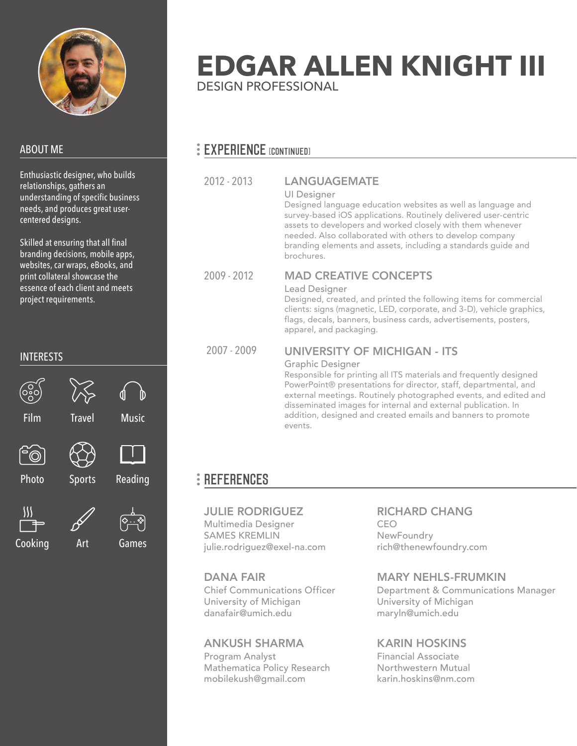# EDGAR ALLEN KNIGHT III

DESIGN PROFESSIONAL

## ABOUT ME

Enthusiastic designer, who builds relationships, gathers an understanding of specific business needs, and produces great user-centered designs.

Skilled at ensuring that all final branding decisions, mobile apps, websites, car wraps, eBooks, and print collateral showcase the essence of each client and meets project requirements.

## INTERESTS

- Film
- Travel
- Music
- Photo
- Sports
- Reading
- Cooking
- Art
- Games

## EXPERIENCE [CONTINUED]

**2012 - 2013**

### LANGUAGEMATE

UI Designer

Designed language education websites as well as language and survey-based iOS applications. Routinely delivered user-centric assets to developers and worked closely with them whenever needed. Also collaborated with others to develop company branding elements and assets, including a standards guide and brochures.

**2009 - 2012**

### MAD CREATIVE CONCEPTS

Lead Designer

Designed, created, and printed the following items for commercial clients: signs (magnetic, LED, corporate, and 3-D), vehicle graphics, flags, decals, banners, business cards, advertisements, posters, apparel, and packaging.

**2007 - 2009**

### UNIVERSITY OF MICHIGAN - ITS

Graphic Designer

Responsible for printing all ITS materials and frequently designed PowerPoint® presentations for director, staff, departmental, and external meetings. Routinely photographed events, and edited and disseminated images for internal and external publication. In addition, designed and created emails and banners to promote events.

## REFERENCES

**JULIE RODRIGUEZ**
Multimedia Designer
SAMES KREMLIN
julie.rodriguez@exel-na.com

**RICHARD CHANG**
CEO
NewFoundry
rich@thenewfoundry.com

**DANA FAIR**
Chief Communications Officer
University of Michigan
danafair@umich.edu

**MARY NEHLS-FRUMKIN**
Department & Communications Manager
University of Michigan
maryln@umich.edu

**ANKUSH SHARMA**
Program Analyst
Mathematica Policy Research
mobilekush@gmail.com

**KARIN HOSKINS**
Financial Associate
Northwestern Mutual
karin.hoskins@nm.com